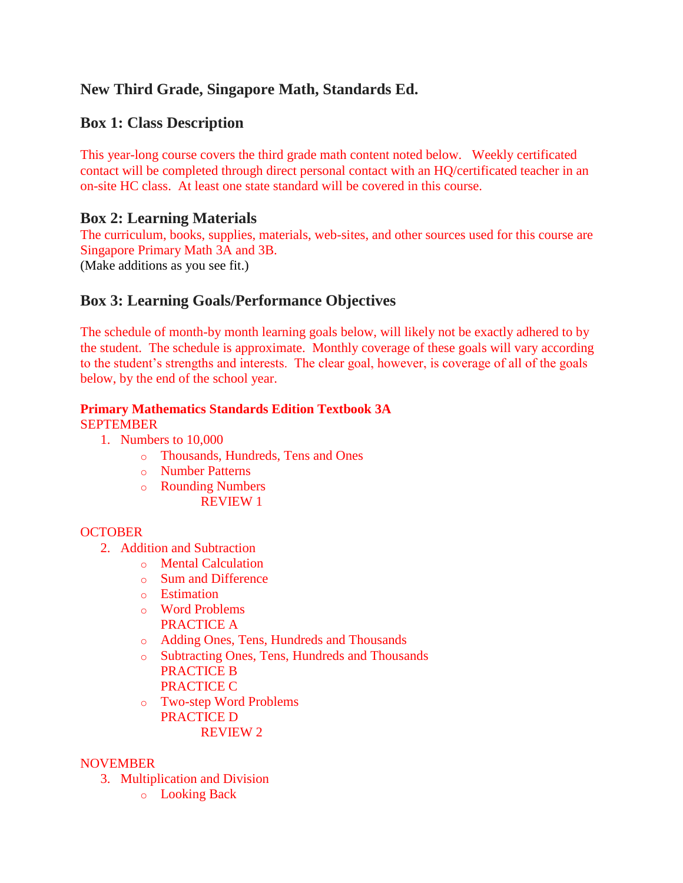## New Third Grade, Singapore Math, Standards Ed.

### Box 1: Class Description

This year-long course covers the third grade math content noted below. Weekly certificated contact will be completed through direct personal contact with an HQ/certificated teacher in an on-site HC class. At least one state standard will be covered in this course.

### Box 2: Learning Materials

The curriculum, books, supplies, materials, web-sites, and other sources used for this course are Singapore Primary Math 3A and 3B.
(Make additions as you see fit.)

### Box 3: Learning Goals/Performance Objectives

The schedule of month-by month learning goals below, will likely not be exactly adhered to by the student. The schedule is approximate. Monthly coverage of these goals will vary according to the student's strengths and interests. The clear goal, however, is coverage of all of the goals below, by the end of the school year.

**Primary Mathematics Standards Edition Textbook 3A**

SEPTEMBER

1. Numbers to 10,000
   - Thousands, Hundreds, Tens and Ones
   - Number Patterns
   - Rounding Numbers

     REVIEW 1

OCTOBER

2. Addition and Subtraction
   - Mental Calculation
   - Sum and Difference
   - Estimation
   - Word Problems

     PRACTICE A
   - Adding Ones, Tens, Hundreds and Thousands
   - Subtracting Ones, Tens, Hundreds and Thousands

     PRACTICE B

     PRACTICE C
   - Two-step Word Problems

     PRACTICE D

     REVIEW 2

NOVEMBER

3. Multiplication and Division
   - Looking Back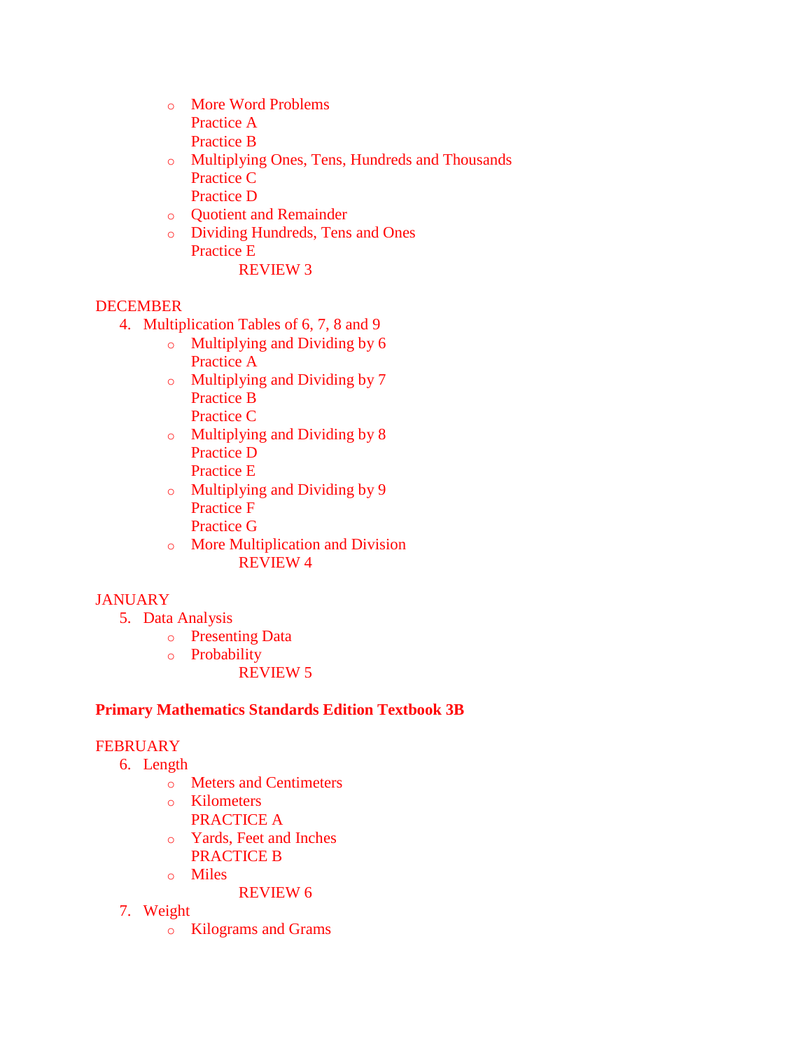- More Word Problems
  Practice A
  Practice B
- Multiplying Ones, Tens, Hundreds and Thousands
  Practice C
  Practice D
- Quotient and Remainder
- Dividing Hundreds, Tens and Ones
  Practice E
  REVIEW 3

DECEMBER

4. Multiplication Tables of 6, 7, 8 and 9
   - Multiplying and Dividing by 6
     Practice A
   - Multiplying and Dividing by 7
     Practice B
     Practice C
   - Multiplying and Dividing by 8
     Practice D
     Practice E
   - Multiplying and Dividing by 9
     Practice F
     Practice G
   - More Multiplication and Division
     REVIEW 4

JANUARY

5. Data Analysis
   - Presenting Data
   - Probability
     REVIEW 5

**Primary Mathematics Standards Edition Textbook 3B**

FEBRUARY

6. Length
   - Meters and Centimeters
   - Kilometers
     PRACTICE A
   - Yards, Feet and Inches
     PRACTICE B
   - Miles
     REVIEW 6
7. Weight
   - Kilograms and Grams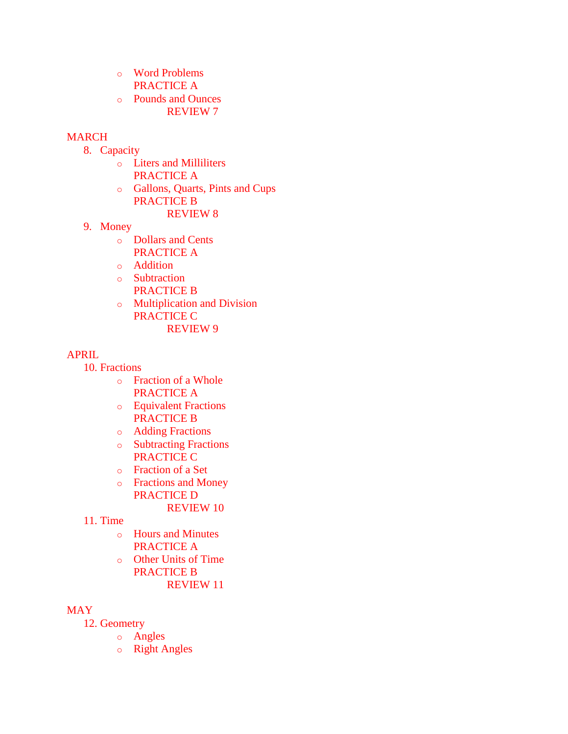- Word Problems
  PRACTICE A
- Pounds and Ounces
  REVIEW 7

MARCH

8. Capacity
   - Liters and Milliliters
     PRACTICE A
   - Gallons, Quarts, Pints and Cups
     PRACTICE B
     REVIEW 8
9. Money
   - Dollars and Cents
     PRACTICE A
   - Addition
   - Subtraction
     PRACTICE B
   - Multiplication and Division
     PRACTICE C
     REVIEW 9

APRIL

10. Fractions
    - Fraction of a Whole
      PRACTICE A
    - Equivalent Fractions
      PRACTICE B
    - Adding Fractions
    - Subtracting Fractions
      PRACTICE C
    - Fraction of a Set
    - Fractions and Money
      PRACTICE D
      REVIEW 10
11. Time
    - Hours and Minutes
      PRACTICE A
    - Other Units of Time
      PRACTICE B
      REVIEW 11

MAY

12. Geometry
    - Angles
    - Right Angles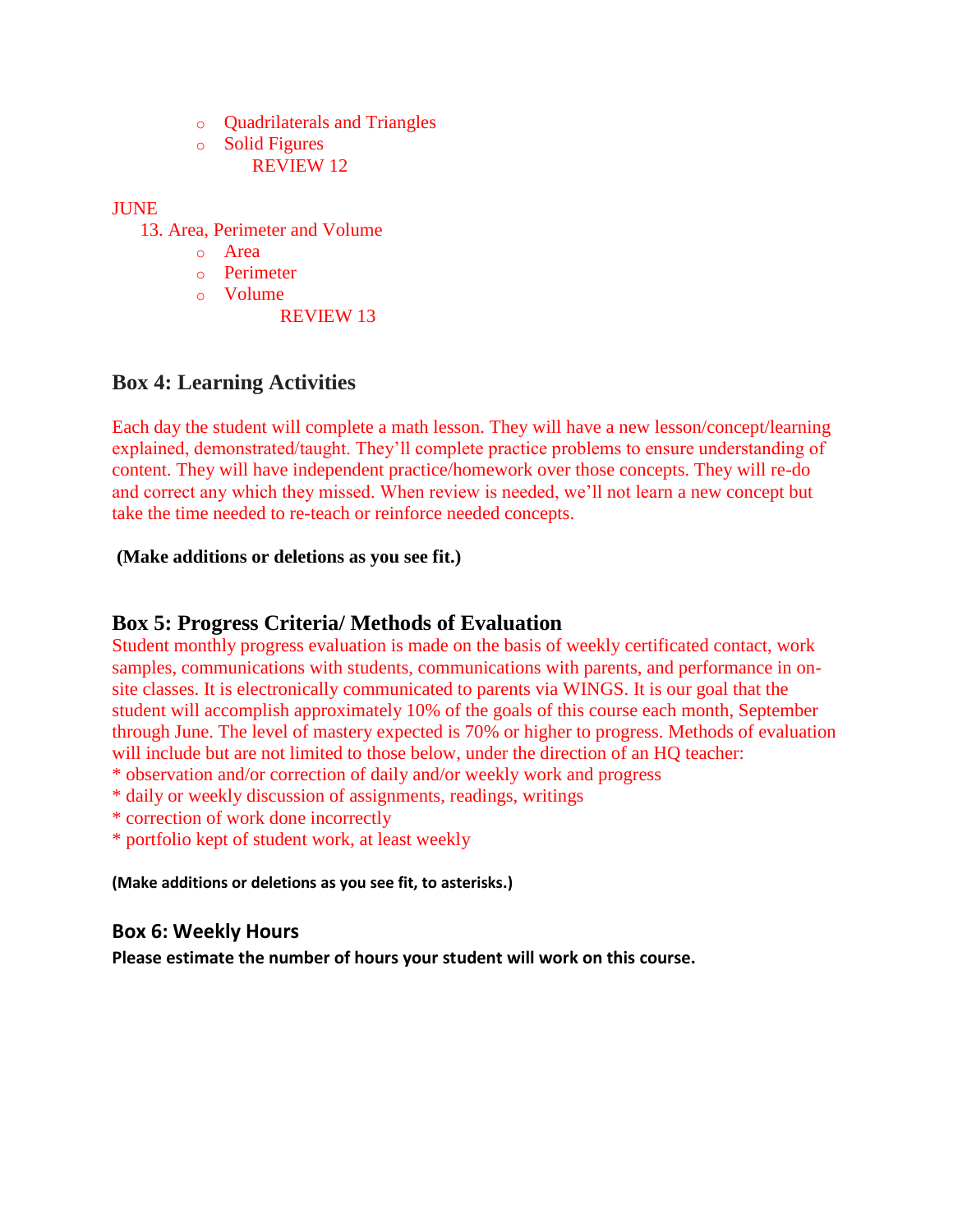- Quadrilaterals and Triangles
- Solid Figures

REVIEW 12

JUNE

13. Area, Perimeter and Volume
    - Area
    - Perimeter
    - Volume

REVIEW 13

## Box 4: Learning Activities

Each day the student will complete a math lesson. They will have a new lesson/concept/learning explained, demonstrated/taught. They'll complete practice problems to ensure understanding of content. They will have independent practice/homework over those concepts. They will re-do and correct any which they missed. When review is needed, we'll not learn a new concept but take the time needed to re-teach or reinforce needed concepts.

**(Make additions or deletions as you see fit.)**

## Box 5: Progress Criteria/ Methods of Evaluation

Student monthly progress evaluation is made on the basis of weekly certificated contact, work samples, communications with students, communications with parents, and performance in on-site classes. It is electronically communicated to parents via WINGS. It is our goal that the student will accomplish approximately 10% of the goals of this course each month, September through June. The level of mastery expected is 70% or higher to progress. Methods of evaluation will include but are not limited to those below, under the direction of an HQ teacher:

* observation and/or correction of daily and/or weekly work and progress
* daily or weekly discussion of assignments, readings, writings
* correction of work done incorrectly
* portfolio kept of student work, at least weekly

**(Make additions or deletions as you see fit, to asterisks.)**

## Box 6: Weekly Hours

**Please estimate the number of hours your student will work on this course.**